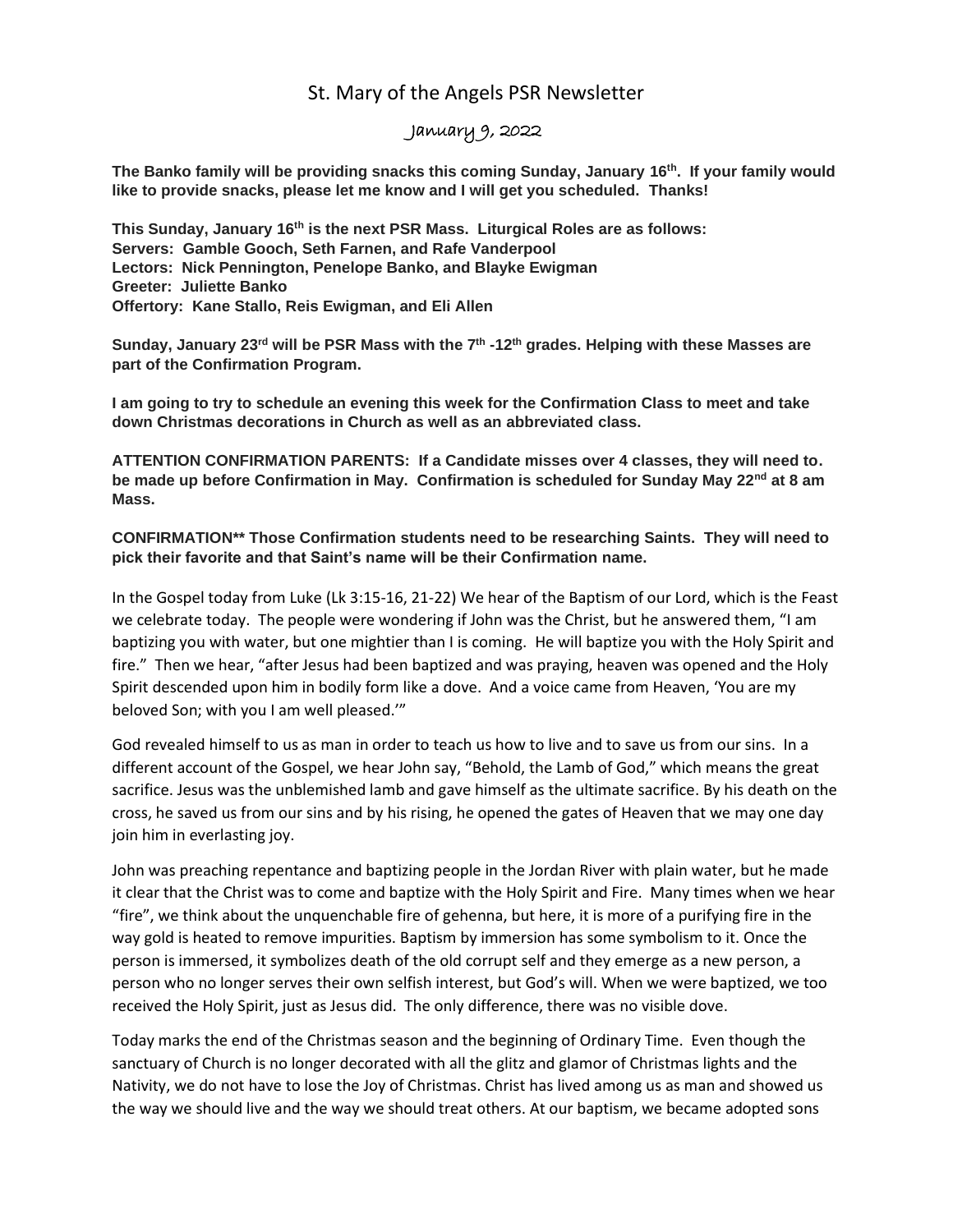# St. Mary of the Angels PSR Newsletter

## January 9, 2022

**The Banko family will be providing snacks this coming Sunday, January 16th. If your family would like to provide snacks, please let me know and I will get you scheduled. Thanks!**

**This Sunday, January 16th is the next PSR Mass. Liturgical Roles are as follows:**
**Servers: Gamble Gooch, Seth Farnen, and Rafe Vanderpool**
**Lectors: Nick Pennington, Penelope Banko, and Blayke Ewigman**
**Greeter: Juliette Banko**
**Offertory: Kane Stallo, Reis Ewigman, and Eli Allen**

**Sunday, January 23rd will be PSR Mass with the 7th -12th grades. Helping with these Masses are part of the Confirmation Program.**

**I am going to try to schedule an evening this week for the Confirmation Class to meet and take down Christmas decorations in Church as well as an abbreviated class.**

**ATTENTION CONFIRMATION PARENTS: If a Candidate misses over 4 classes, they will need to. be made up before Confirmation in May. Confirmation is scheduled for Sunday May 22nd at 8 am Mass.**

**CONFIRMATION** Those Confirmation students need to be researching Saints. They will need to pick their favorite and that Saint's name will be their Confirmation name.**

In the Gospel today from Luke (Lk 3:15-16, 21-22) We hear of the Baptism of our Lord, which is the Feast we celebrate today. The people were wondering if John was the Christ, but he answered them, "I am baptizing you with water, but one mightier than I is coming. He will baptize you with the Holy Spirit and fire." Then we hear, "after Jesus had been baptized and was praying, heaven was opened and the Holy Spirit descended upon him in bodily form like a dove. And a voice came from Heaven, 'You are my beloved Son; with you I am well pleased.'"

God revealed himself to us as man in order to teach us how to live and to save us from our sins. In a different account of the Gospel, we hear John say, "Behold, the Lamb of God," which means the great sacrifice. Jesus was the unblemished lamb and gave himself as the ultimate sacrifice. By his death on the cross, he saved us from our sins and by his rising, he opened the gates of Heaven that we may one day join him in everlasting joy.

John was preaching repentance and baptizing people in the Jordan River with plain water, but he made it clear that the Christ was to come and baptize with the Holy Spirit and Fire. Many times when we hear "fire", we think about the unquenchable fire of gehenna, but here, it is more of a purifying fire in the way gold is heated to remove impurities. Baptism by immersion has some symbolism to it. Once the person is immersed, it symbolizes death of the old corrupt self and they emerge as a new person, a person who no longer serves their own selfish interest, but God's will. When we were baptized, we too received the Holy Spirit, just as Jesus did. The only difference, there was no visible dove.

Today marks the end of the Christmas season and the beginning of Ordinary Time. Even though the sanctuary of Church is no longer decorated with all the glitz and glamor of Christmas lights and the Nativity, we do not have to lose the Joy of Christmas. Christ has lived among us as man and showed us the way we should live and the way we should treat others. At our baptism, we became adopted sons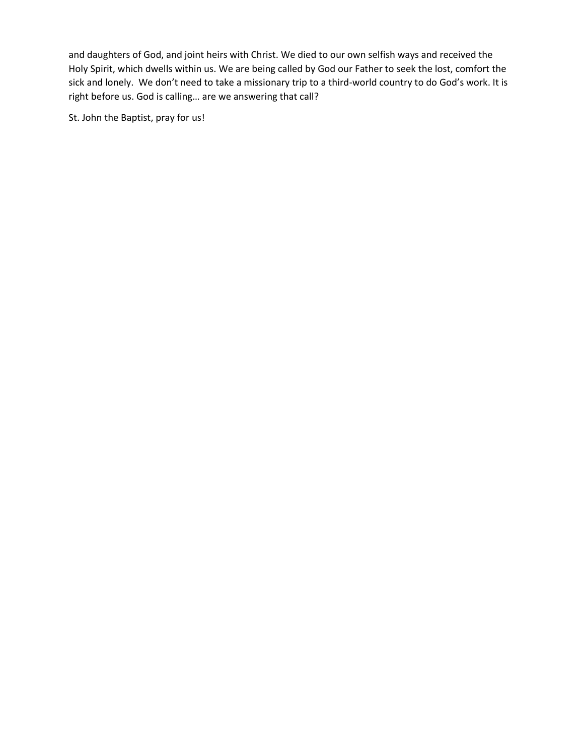and daughters of God, and joint heirs with Christ. We died to our own selfish ways and received the Holy Spirit, which dwells within us. We are being called by God our Father to seek the lost, comfort the sick and lonely.  We don't need to take a missionary trip to a third-world country to do God's work. It is right before us. God is calling… are we answering that call?

St. John the Baptist, pray for us!